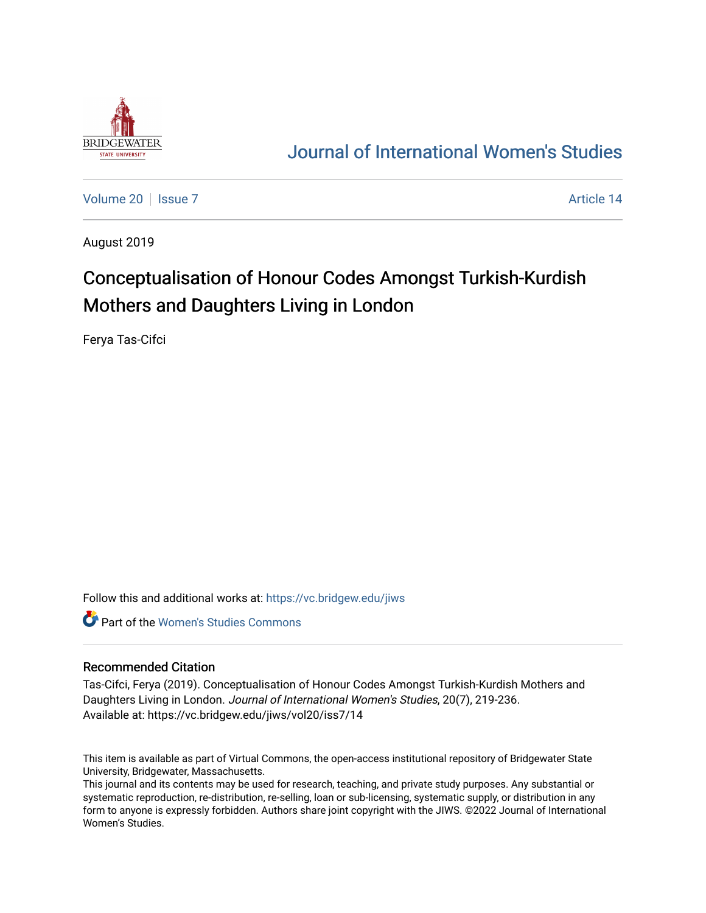Journal of International Women's Studies

Volume 20 | Issue 7 Article 14

August 2019

# Conceptualisation of Honour Codes Amongst Turkish-Kurdish Mothers and Daughters Living in London

Ferya Tas-Cifci

Follow this and additional works at: https://vc.bridgew.edu/jiws

Part of the Women's Studies Commons

## Recommended Citation

Tas-Cifci, Ferya (2019). Conceptualisation of Honour Codes Amongst Turkish-Kurdish Mothers and Daughters Living in London. *Journal of International Women's Studies*, 20(7), 219-236.
Available at: https://vc.bridgew.edu/jiws/vol20/iss7/14

This item is available as part of Virtual Commons, the open-access institutional repository of Bridgewater State University, Bridgewater, Massachusetts.
This journal and its contents may be used for research, teaching, and private study purposes. Any substantial or systematic reproduction, re-distribution, re-selling, loan or sub-licensing, systematic supply, or distribution in any form to anyone is expressly forbidden. Authors share joint copyright with the JIWS. ©2022 Journal of International Women's Studies.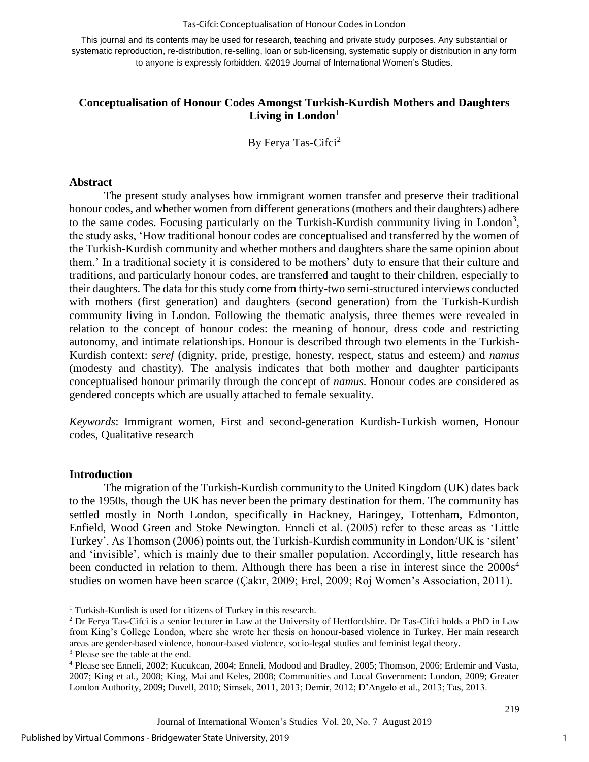This journal and its contents may be used for research, teaching and private study purposes. Any substantial or systematic reproduction, re-distribution, re-selling, loan or sub-licensing, systematic supply or distribution in any form to anyone is expressly forbidden. ©2019 Journal of International Women's Studies.

# Conceptualisation of Honour Codes Amongst Turkish-Kurdish Mothers and Daughters Living in London[1]

By Ferya Tas-Cifci[2]

## Abstract

The present study analyses how immigrant women transfer and preserve their traditional honour codes, and whether women from different generations (mothers and their daughters) adhere to the same codes. Focusing particularly on the Turkish-Kurdish community living in London[3], the study asks, 'How traditional honour codes are conceptualised and transferred by the women of the Turkish-Kurdish community and whether mothers and daughters share the same opinion about them.' In a traditional society it is considered to be mothers' duty to ensure that their culture and traditions, and particularly honour codes, are transferred and taught to their children, especially to their daughters. The data for this study come from thirty-two semi-structured interviews conducted with mothers (first generation) and daughters (second generation) from the Turkish-Kurdish community living in London. Following the thematic analysis, three themes were revealed in relation to the concept of honour codes: the meaning of honour, dress code and restricting autonomy, and intimate relationships. Honour is described through two elements in the Turkish-Kurdish context: *seref* (dignity, pride, prestige, honesty, respect, status and esteem*)* and *namus* (modesty and chastity). The analysis indicates that both mother and daughter participants conceptualised honour primarily through the concept of *namus.* Honour codes are considered as gendered concepts which are usually attached to female sexuality.

*Keywords*: Immigrant women, First and second-generation Kurdish-Turkish women, Honour codes, Qualitative research

## Introduction

The migration of the Turkish-Kurdish community to the United Kingdom (UK) dates back to the 1950s, though the UK has never been the primary destination for them. The community has settled mostly in North London, specifically in Hackney, Haringey, Tottenham, Edmonton, Enfield, Wood Green and Stoke Newington. Enneli et al. (2005) refer to these areas as 'Little Turkey'. As Thomson (2006) points out, the Turkish-Kurdish community in London/UK is 'silent' and 'invisible', which is mainly due to their smaller population. Accordingly, little research has been conducted in relation to them. Although there has been a rise in interest since the 2000s[4] studies on women have been scarce (Çakır, 2009; Erel, 2009; Roj Women's Association, 2011).

---

[1] Turkish-Kurdish is used for citizens of Turkey in this research.

[2] Dr Ferya Tas-Cifci is a senior lecturer in Law at the University of Hertfordshire. Dr Tas-Cifci holds a PhD in Law from King's College London, where she wrote her thesis on honour-based violence in Turkey. Her main research areas are gender-based violence, honour-based violence, socio-legal studies and feminist legal theory.

[3] Please see the table at the end.

[4] Please see Enneli, 2002; Kucukcan, 2004; Enneli, Modood and Bradley, 2005; Thomson, 2006; Erdemir and Vasta, 2007; King et al., 2008; King, Mai and Keles, 2008; Communities and Local Government: London, 2009; Greater London Authority, 2009; Duvell, 2010; Simsek, 2011, 2013; Demir, 2012; D'Angelo et al., 2013; Tas, 2013.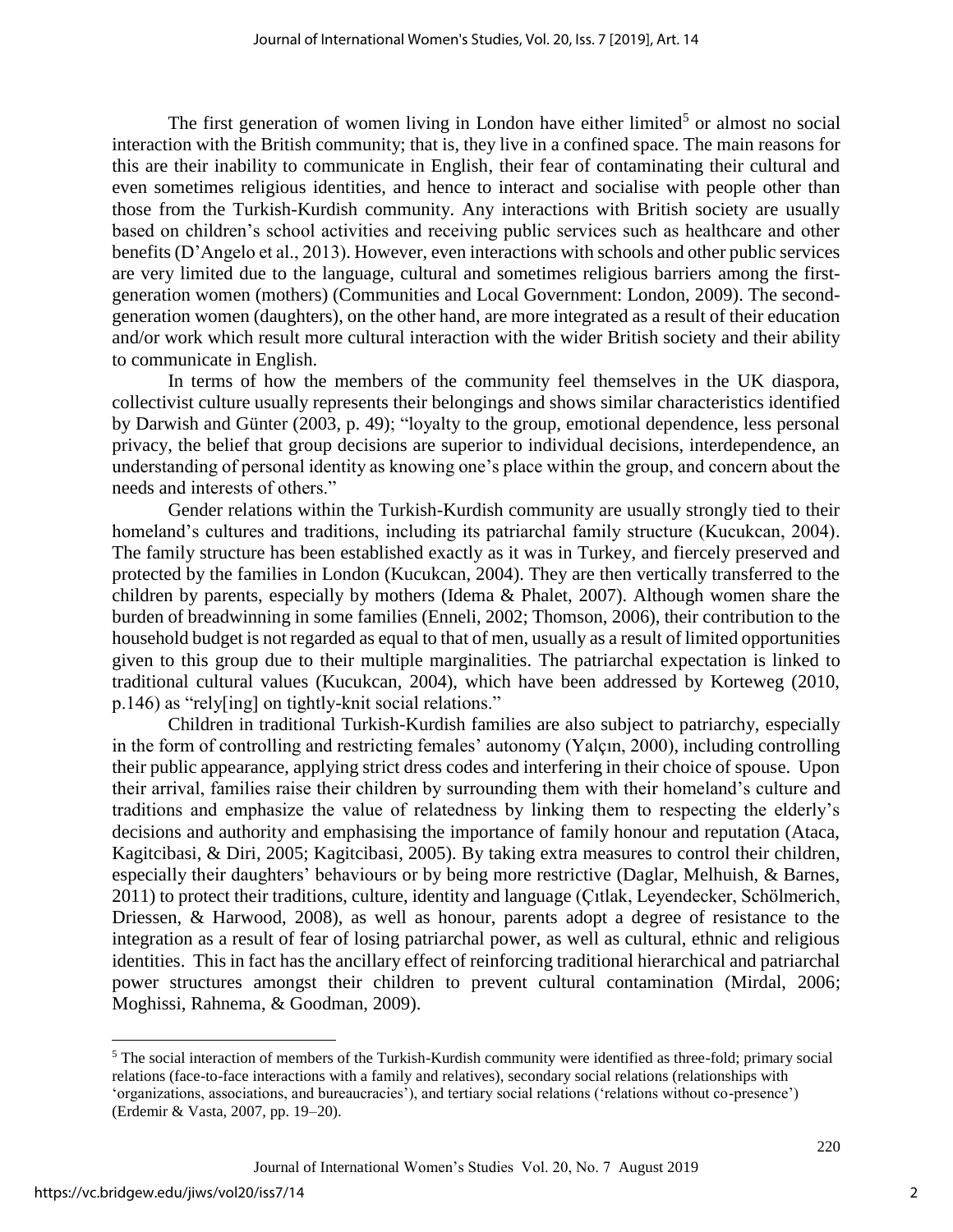The first generation of women living in London have either limited[5] or almost no social interaction with the British community; that is, they live in a confined space. The main reasons for this are their inability to communicate in English, their fear of contaminating their cultural and even sometimes religious identities, and hence to interact and socialise with people other than those from the Turkish-Kurdish community. Any interactions with British society are usually based on children's school activities and receiving public services such as healthcare and other benefits (D'Angelo et al., 2013). However, even interactions with schools and other public services are very limited due to the language, cultural and sometimes religious barriers among the first-generation women (mothers) (Communities and Local Government: London, 2009). The second-generation women (daughters), on the other hand, are more integrated as a result of their education and/or work which result more cultural interaction with the wider British society and their ability to communicate in English.

In terms of how the members of the community feel themselves in the UK diaspora, collectivist culture usually represents their belongings and shows similar characteristics identified by Darwish and Günter (2003, p. 49); "loyalty to the group, emotional dependence, less personal privacy, the belief that group decisions are superior to individual decisions, interdependence, an understanding of personal identity as knowing one's place within the group, and concern about the needs and interests of others."

Gender relations within the Turkish-Kurdish community are usually strongly tied to their homeland's cultures and traditions, including its patriarchal family structure (Kucukcan, 2004). The family structure has been established exactly as it was in Turkey, and fiercely preserved and protected by the families in London (Kucukcan, 2004). They are then vertically transferred to the children by parents, especially by mothers (Idema & Phalet, 2007). Although women share the burden of breadwinning in some families (Enneli, 2002; Thomson, 2006), their contribution to the household budget is not regarded as equal to that of men, usually as a result of limited opportunities given to this group due to their multiple marginalities. The patriarchal expectation is linked to traditional cultural values (Kucukcan, 2004), which have been addressed by Korteweg (2010, p.146) as "rely[ing] on tightly-knit social relations."

Children in traditional Turkish-Kurdish families are also subject to patriarchy, especially in the form of controlling and restricting females' autonomy (Yalçın, 2000), including controlling their public appearance, applying strict dress codes and interfering in their choice of spouse. Upon their arrival, families raise their children by surrounding them with their homeland's culture and traditions and emphasize the value of relatedness by linking them to respecting the elderly's decisions and authority and emphasising the importance of family honour and reputation (Ataca, Kagitcibasi, & Diri, 2005; Kagitcibasi, 2005). By taking extra measures to control their children, especially their daughters' behaviours or by being more restrictive (Daglar, Melhuish, & Barnes, 2011) to protect their traditions, culture, identity and language (Çıtlak, Leyendecker, Schölmerich, Driessen, & Harwood, 2008), as well as honour, parents adopt a degree of resistance to the integration as a result of fear of losing patriarchal power, as well as cultural, ethnic and religious identities. This in fact has the ancillary effect of reinforcing traditional hierarchical and patriarchal power structures amongst their children to prevent cultural contamination (Mirdal, 2006; Moghissi, Rahnema, & Goodman, 2009).

[5] The social interaction of members of the Turkish-Kurdish community were identified as three-fold; primary social relations (face-to-face interactions with a family and relatives), secondary social relations (relationships with 'organizations, associations, and bureaucracies'), and tertiary social relations ('relations without co-presence') (Erdemir & Vasta, 2007, pp. 19–20).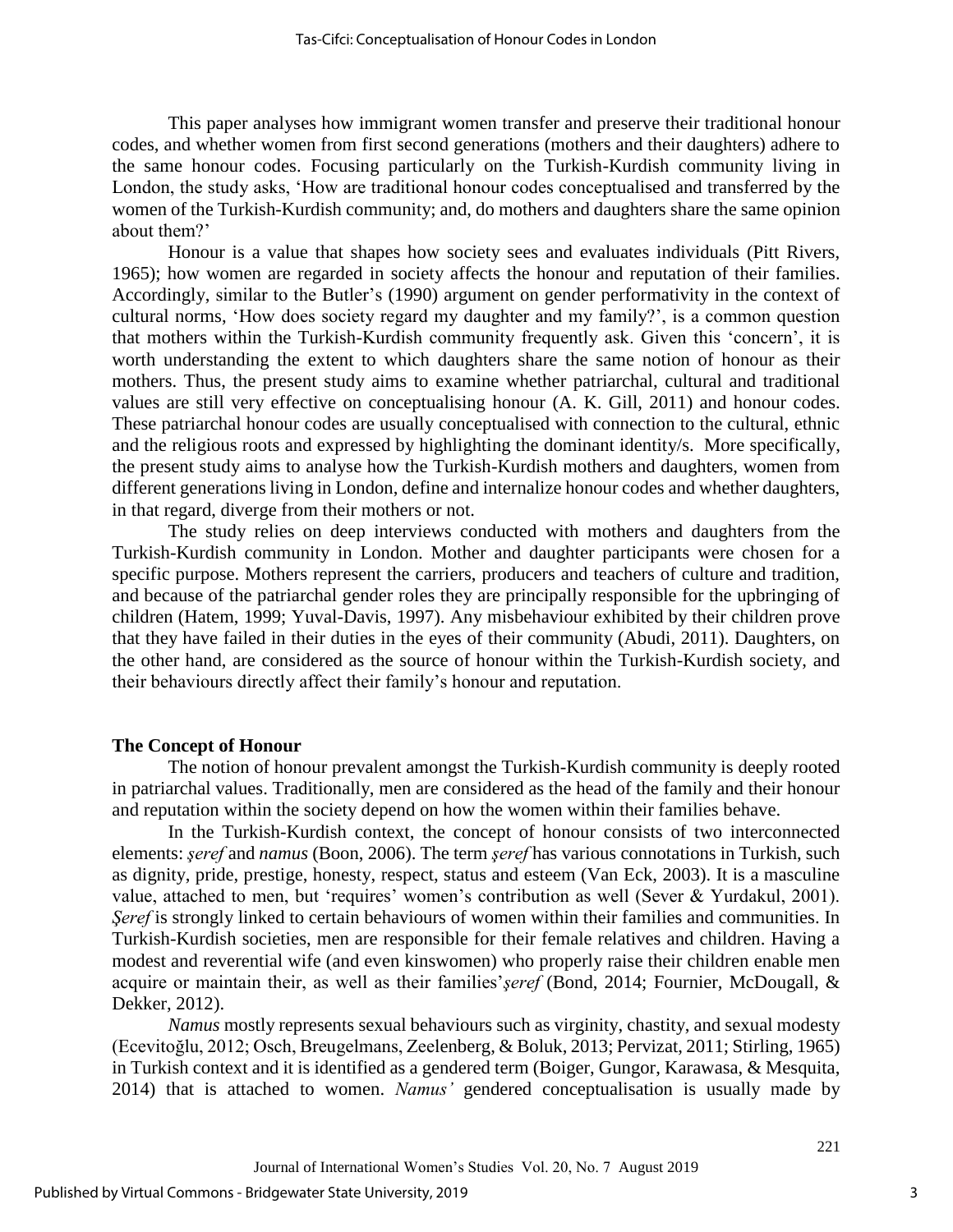This paper analyses how immigrant women transfer and preserve their traditional honour codes, and whether women from first second generations (mothers and their daughters) adhere to the same honour codes. Focusing particularly on the Turkish-Kurdish community living in London, the study asks, 'How are traditional honour codes conceptualised and transferred by the women of the Turkish-Kurdish community; and, do mothers and daughters share the same opinion about them?'

Honour is a value that shapes how society sees and evaluates individuals (Pitt Rivers, 1965); how women are regarded in society affects the honour and reputation of their families. Accordingly, similar to the Butler's (1990) argument on gender performativity in the context of cultural norms, 'How does society regard my daughter and my family?', is a common question that mothers within the Turkish-Kurdish community frequently ask. Given this 'concern', it is worth understanding the extent to which daughters share the same notion of honour as their mothers. Thus, the present study aims to examine whether patriarchal, cultural and traditional values are still very effective on conceptualising honour (A. K. Gill, 2011) and honour codes. These patriarchal honour codes are usually conceptualised with connection to the cultural, ethnic and the religious roots and expressed by highlighting the dominant identity/s. More specifically, the present study aims to analyse how the Turkish-Kurdish mothers and daughters, women from different generations living in London, define and internalize honour codes and whether daughters, in that regard, diverge from their mothers or not.

The study relies on deep interviews conducted with mothers and daughters from the Turkish-Kurdish community in London. Mother and daughter participants were chosen for a specific purpose. Mothers represent the carriers, producers and teachers of culture and tradition, and because of the patriarchal gender roles they are principally responsible for the upbringing of children (Hatem, 1999; Yuval-Davis, 1997). Any misbehaviour exhibited by their children prove that they have failed in their duties in the eyes of their community (Abudi, 2011). Daughters, on the other hand, are considered as the source of honour within the Turkish-Kurdish society, and their behaviours directly affect their family's honour and reputation.

## The Concept of Honour

The notion of honour prevalent amongst the Turkish-Kurdish community is deeply rooted in patriarchal values. Traditionally, men are considered as the head of the family and their honour and reputation within the society depend on how the women within their families behave.

In the Turkish-Kurdish context, the concept of honour consists of two interconnected elements: *şeref* and *namus* (Boon, 2006). The term *şeref* has various connotations in Turkish, such as dignity, pride, prestige, honesty, respect, status and esteem (Van Eck, 2003). It is a masculine value, attached to men, but 'requires' women's contribution as well (Sever & Yurdakul, 2001). *Şeref* is strongly linked to certain behaviours of women within their families and communities. In Turkish-Kurdish societies, men are responsible for their female relatives and children. Having a modest and reverential wife (and even kinswomen) who properly raise their children enable men acquire or maintain their, as well as their families'*şeref* (Bond, 2014; Fournier, McDougall, & Dekker, 2012).

*Namus* mostly represents sexual behaviours such as virginity, chastity, and sexual modesty (Ecevitoğlu, 2012; Osch, Breugelmans, Zeelenberg, & Boluk, 2013; Pervizat, 2011; Stirling, 1965) in Turkish context and it is identified as a gendered term (Boiger, Gungor, Karawasa, & Mesquita, 2014) that is attached to women. *Namus'* gendered conceptualisation is usually made by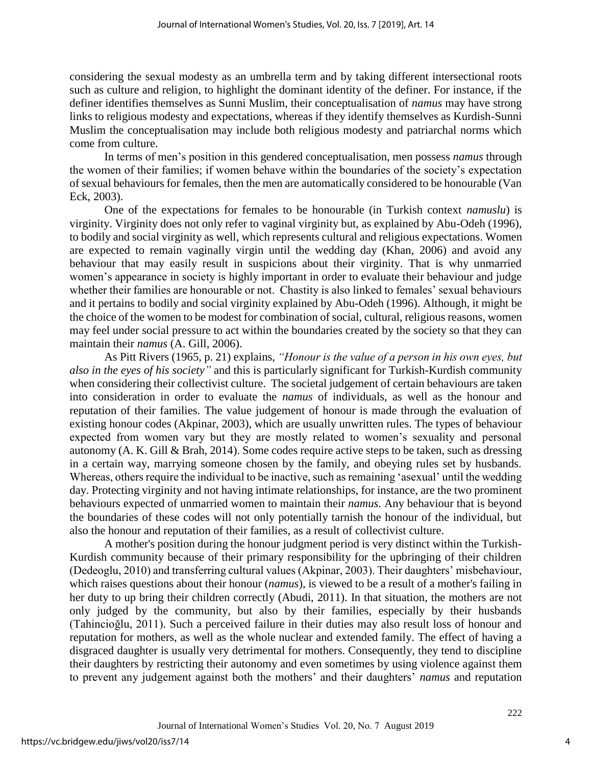considering the sexual modesty as an umbrella term and by taking different intersectional roots such as culture and religion, to highlight the dominant identity of the definer. For instance, if the definer identifies themselves as Sunni Muslim, their conceptualisation of *namus* may have strong links to religious modesty and expectations, whereas if they identify themselves as Kurdish-Sunni Muslim the conceptualisation may include both religious modesty and patriarchal norms which come from culture.

In terms of men's position in this gendered conceptualisation, men possess *namus* through the women of their families; if women behave within the boundaries of the society's expectation of sexual behaviours for females, then the men are automatically considered to be honourable (Van Eck, 2003).

One of the expectations for females to be honourable (in Turkish context *namuslu*) is virginity. Virginity does not only refer to vaginal virginity but, as explained by Abu-Odeh (1996), to bodily and social virginity as well, which represents cultural and religious expectations. Women are expected to remain vaginally virgin until the wedding day (Khan, 2006) and avoid any behaviour that may easily result in suspicions about their virginity. That is why unmarried women's appearance in society is highly important in order to evaluate their behaviour and judge whether their families are honourable or not. Chastity is also linked to females' sexual behaviours and it pertains to bodily and social virginity explained by Abu-Odeh (1996). Although, it might be the choice of the women to be modest for combination of social, cultural, religious reasons, women may feel under social pressure to act within the boundaries created by the society so that they can maintain their *namus* (A. Gill, 2006).

As Pitt Rivers (1965, p. 21) explains, *"Honour is the value of a person in his own eyes, but also in the eyes of his society"* and this is particularly significant for Turkish-Kurdish community when considering their collectivist culture. The societal judgement of certain behaviours are taken into consideration in order to evaluate the *namus* of individuals, as well as the honour and reputation of their families. The value judgement of honour is made through the evaluation of existing honour codes (Akpinar, 2003), which are usually unwritten rules. The types of behaviour expected from women vary but they are mostly related to women's sexuality and personal autonomy (A. K. Gill & Brah, 2014). Some codes require active steps to be taken, such as dressing in a certain way, marrying someone chosen by the family, and obeying rules set by husbands. Whereas, others require the individual to be inactive, such as remaining 'asexual' until the wedding day. Protecting virginity and not having intimate relationships, for instance, are the two prominent behaviours expected of unmarried women to maintain their *namus*. Any behaviour that is beyond the boundaries of these codes will not only potentially tarnish the honour of the individual, but also the honour and reputation of their families, as a result of collectivist culture.

A mother's position during the honour judgment period is very distinct within the Turkish-Kurdish community because of their primary responsibility for the upbringing of their children (Dedeoglu, 2010) and transferring cultural values (Akpinar, 2003). Their daughters' misbehaviour, which raises questions about their honour (*namus*), is viewed to be a result of a mother's failing in her duty to up bring their children correctly (Abudi, 2011). In that situation, the mothers are not only judged by the community, but also by their families, especially by their husbands (Tahincioğlu, 2011). Such a perceived failure in their duties may also result loss of honour and reputation for mothers, as well as the whole nuclear and extended family. The effect of having a disgraced daughter is usually very detrimental for mothers. Consequently, they tend to discipline their daughters by restricting their autonomy and even sometimes by using violence against them to prevent any judgement against both the mothers' and their daughters' *namus* and reputation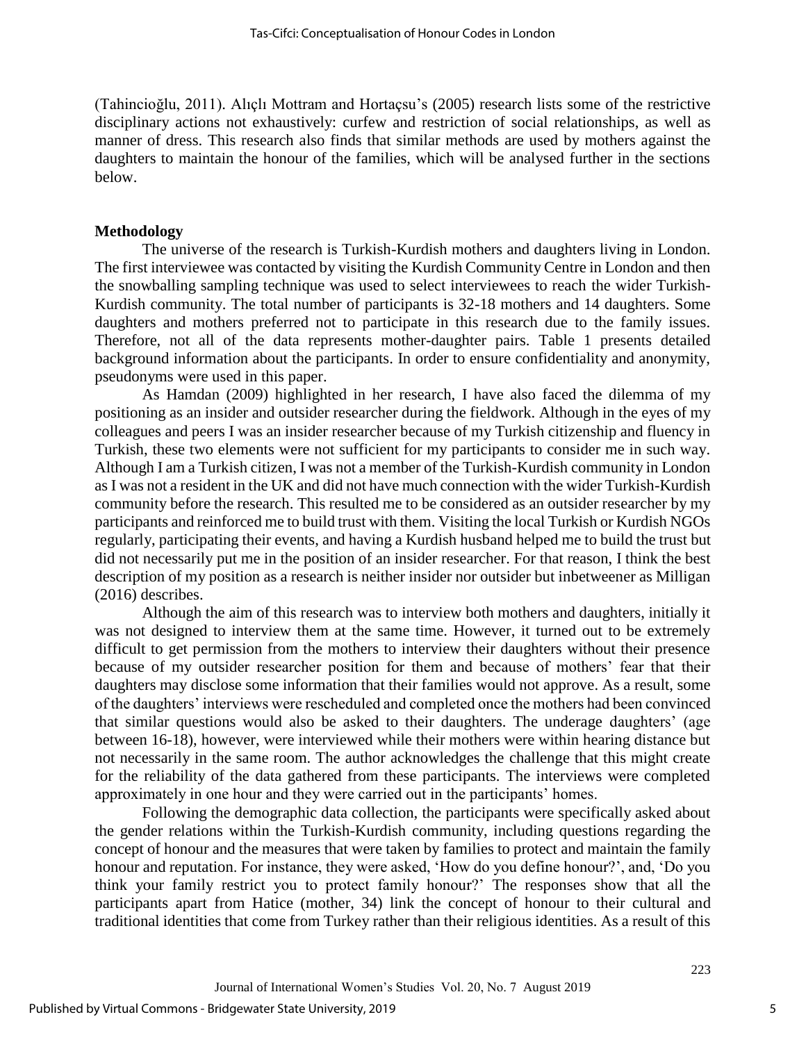(Tahincioğlu, 2011). Alıçlı Mottram and Hortaçsu's (2005) research lists some of the restrictive disciplinary actions not exhaustively: curfew and restriction of social relationships, as well as manner of dress. This research also finds that similar methods are used by mothers against the daughters to maintain the honour of the families, which will be analysed further in the sections below.

**Methodology**

The universe of the research is Turkish-Kurdish mothers and daughters living in London. The first interviewee was contacted by visiting the Kurdish Community Centre in London and then the snowballing sampling technique was used to select interviewees to reach the wider Turkish-Kurdish community. The total number of participants is 32-18 mothers and 14 daughters. Some daughters and mothers preferred not to participate in this research due to the family issues. Therefore, not all of the data represents mother-daughter pairs. Table 1 presents detailed background information about the participants. In order to ensure confidentiality and anonymity, pseudonyms were used in this paper.

As Hamdan (2009) highlighted in her research, I have also faced the dilemma of my positioning as an insider and outsider researcher during the fieldwork. Although in the eyes of my colleagues and peers I was an insider researcher because of my Turkish citizenship and fluency in Turkish, these two elements were not sufficient for my participants to consider me in such way. Although I am a Turkish citizen, I was not a member of the Turkish-Kurdish community in London as I was not a resident in the UK and did not have much connection with the wider Turkish-Kurdish community before the research. This resulted me to be considered as an outsider researcher by my participants and reinforced me to build trust with them. Visiting the local Turkish or Kurdish NGOs regularly, participating their events, and having a Kurdish husband helped me to build the trust but did not necessarily put me in the position of an insider researcher. For that reason, I think the best description of my position as a research is neither insider nor outsider but inbetweener as Milligan (2016) describes.

Although the aim of this research was to interview both mothers and daughters, initially it was not designed to interview them at the same time. However, it turned out to be extremely difficult to get permission from the mothers to interview their daughters without their presence because of my outsider researcher position for them and because of mothers' fear that their daughters may disclose some information that their families would not approve. As a result, some of the daughters' interviews were rescheduled and completed once the mothers had been convinced that similar questions would also be asked to their daughters. The underage daughters' (age between 16-18), however, were interviewed while their mothers were within hearing distance but not necessarily in the same room. The author acknowledges the challenge that this might create for the reliability of the data gathered from these participants. The interviews were completed approximately in one hour and they were carried out in the participants' homes.

Following the demographic data collection, the participants were specifically asked about the gender relations within the Turkish-Kurdish community, including questions regarding the concept of honour and the measures that were taken by families to protect and maintain the family honour and reputation. For instance, they were asked, 'How do you define honour?', and, 'Do you think your family restrict you to protect family honour?' The responses show that all the participants apart from Hatice (mother, 34) link the concept of honour to their cultural and traditional identities that come from Turkey rather than their religious identities. As a result of this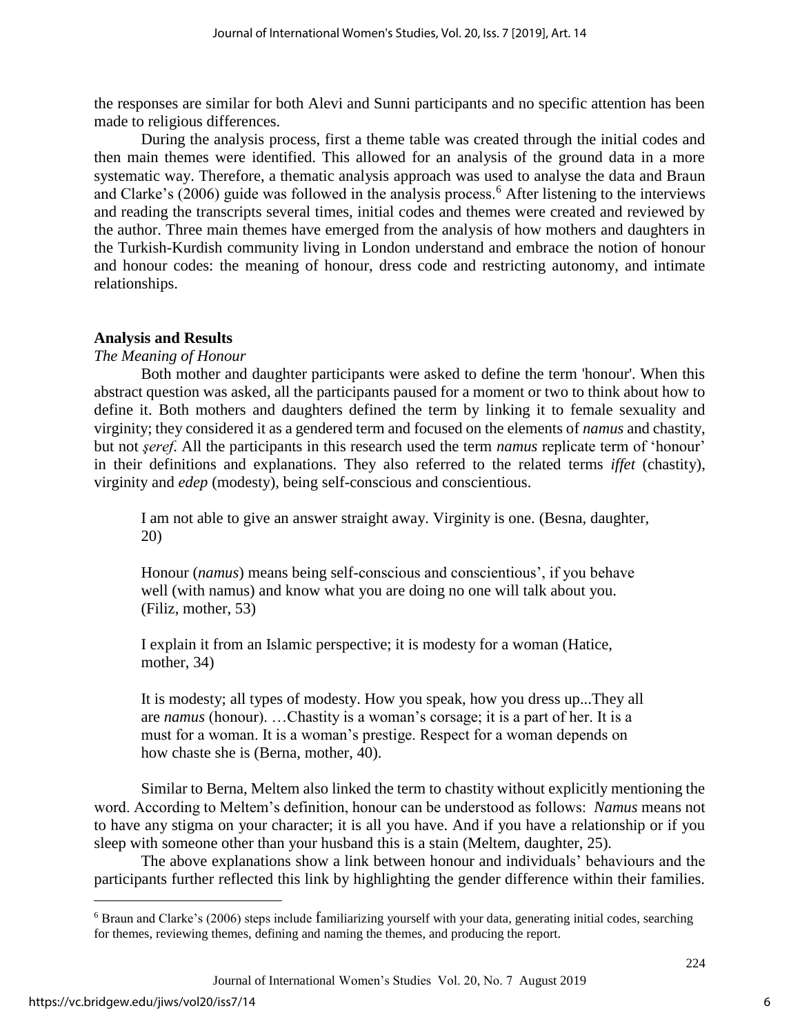the responses are similar for both Alevi and Sunni participants and no specific attention has been made to religious differences.

During the analysis process, first a theme table was created through the initial codes and then main themes were identified. This allowed for an analysis of the ground data in a more systematic way. Therefore, a thematic analysis approach was used to analyse the data and Braun and Clarke's (2006) guide was followed in the analysis process.[6] After listening to the interviews and reading the transcripts several times, initial codes and themes were created and reviewed by the author. Three main themes have emerged from the analysis of how mothers and daughters in the Turkish-Kurdish community living in London understand and embrace the notion of honour and honour codes: the meaning of honour, dress code and restricting autonomy, and intimate relationships.

## Analysis and Results

### *The Meaning of Honour*

Both mother and daughter participants were asked to define the term 'honour'. When this abstract question was asked, all the participants paused for a moment or two to think about how to define it. Both mothers and daughters defined the term by linking it to female sexuality and virginity; they considered it as a gendered term and focused on the elements of *namus* and chastity, but not *şeref*. All the participants in this research used the term *namus* replicate term of 'honour' in their definitions and explanations. They also referred to the related terms *iffet* (chastity), virginity and *edep* (modesty), being self-conscious and conscientious.

> I am not able to give an answer straight away. Virginity is one. (Besna, daughter, 20)

> Honour (*namus*) means being self-conscious and conscientious', if you behave well (with namus) and know what you are doing no one will talk about you. (Filiz, mother, 53)

> I explain it from an Islamic perspective; it is modesty for a woman (Hatice, mother, 34)

> It is modesty; all types of modesty. How you speak, how you dress up...They all are *namus* (honour). …Chastity is a woman's corsage; it is a part of her. It is a must for a woman. It is a woman's prestige. Respect for a woman depends on how chaste she is (Berna, mother, 40).

Similar to Berna, Meltem also linked the term to chastity without explicitly mentioning the word. According to Meltem's definition, honour can be understood as follows: *Namus* means not to have any stigma on your character; it is all you have. And if you have a relationship or if you sleep with someone other than your husband this is a stain (Meltem, daughter, 25).

The above explanations show a link between honour and individuals' behaviours and the participants further reflected this link by highlighting the gender difference within their families.

---

[6] Braun and Clarke's (2006) steps include familiarizing yourself with your data, generating initial codes, searching for themes, reviewing themes, defining and naming the themes, and producing the report.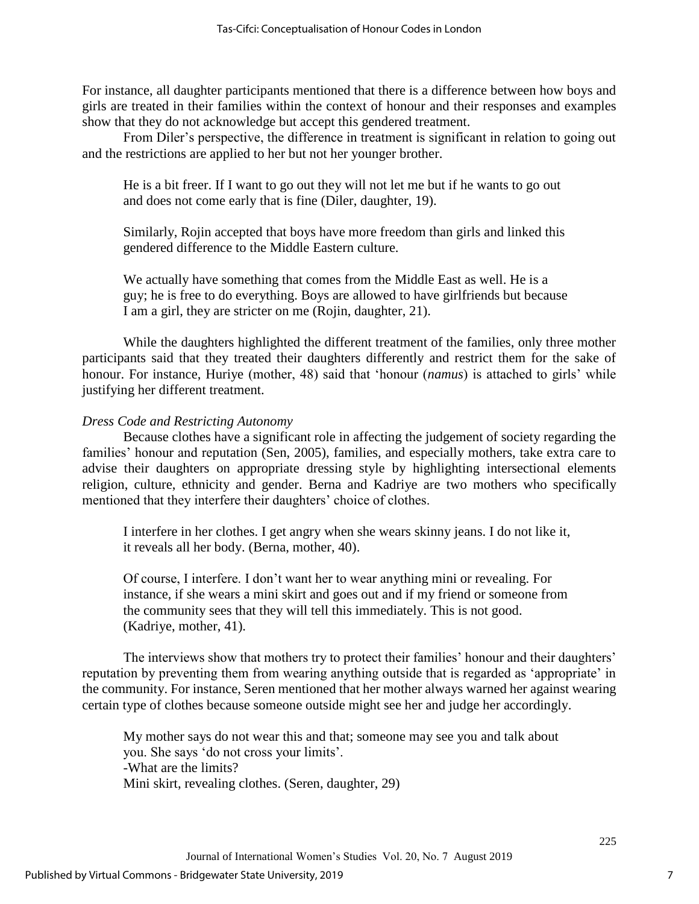For instance, all daughter participants mentioned that there is a difference between how boys and girls are treated in their families within the context of honour and their responses and examples show that they do not acknowledge but accept this gendered treatment.

From Diler's perspective, the difference in treatment is significant in relation to going out and the restrictions are applied to her but not her younger brother.

> He is a bit freer. If I want to go out they will not let me but if he wants to go out and does not come early that is fine (Diler, daughter, 19).

> Similarly, Rojin accepted that boys have more freedom than girls and linked this gendered difference to the Middle Eastern culture.

> We actually have something that comes from the Middle East as well. He is a guy; he is free to do everything. Boys are allowed to have girlfriends but because I am a girl, they are stricter on me (Rojin, daughter, 21).

While the daughters highlighted the different treatment of the families, only three mother participants said that they treated their daughters differently and restrict them for the sake of honour. For instance, Huriye (mother, 48) said that 'honour (*namus*) is attached to girls' while justifying her different treatment.

*Dress Code and Restricting Autonomy*

Because clothes have a significant role in affecting the judgement of society regarding the families' honour and reputation (Sen, 2005), families, and especially mothers, take extra care to advise their daughters on appropriate dressing style by highlighting intersectional elements religion, culture, ethnicity and gender. Berna and Kadriye are two mothers who specifically mentioned that they interfere their daughters' choice of clothes.

> I interfere in her clothes. I get angry when she wears skinny jeans. I do not like it, it reveals all her body. (Berna, mother, 40).

> Of course, I interfere. I don't want her to wear anything mini or revealing. For instance, if she wears a mini skirt and goes out and if my friend or someone from the community sees that they will tell this immediately. This is not good. (Kadriye, mother, 41).

The interviews show that mothers try to protect their families' honour and their daughters' reputation by preventing them from wearing anything outside that is regarded as 'appropriate' in the community. For instance, Seren mentioned that her mother always warned her against wearing certain type of clothes because someone outside might see her and judge her accordingly.

> My mother says do not wear this and that; someone may see you and talk about you. She says 'do not cross your limits'.
> -What are the limits?
> Mini skirt, revealing clothes. (Seren, daughter, 29)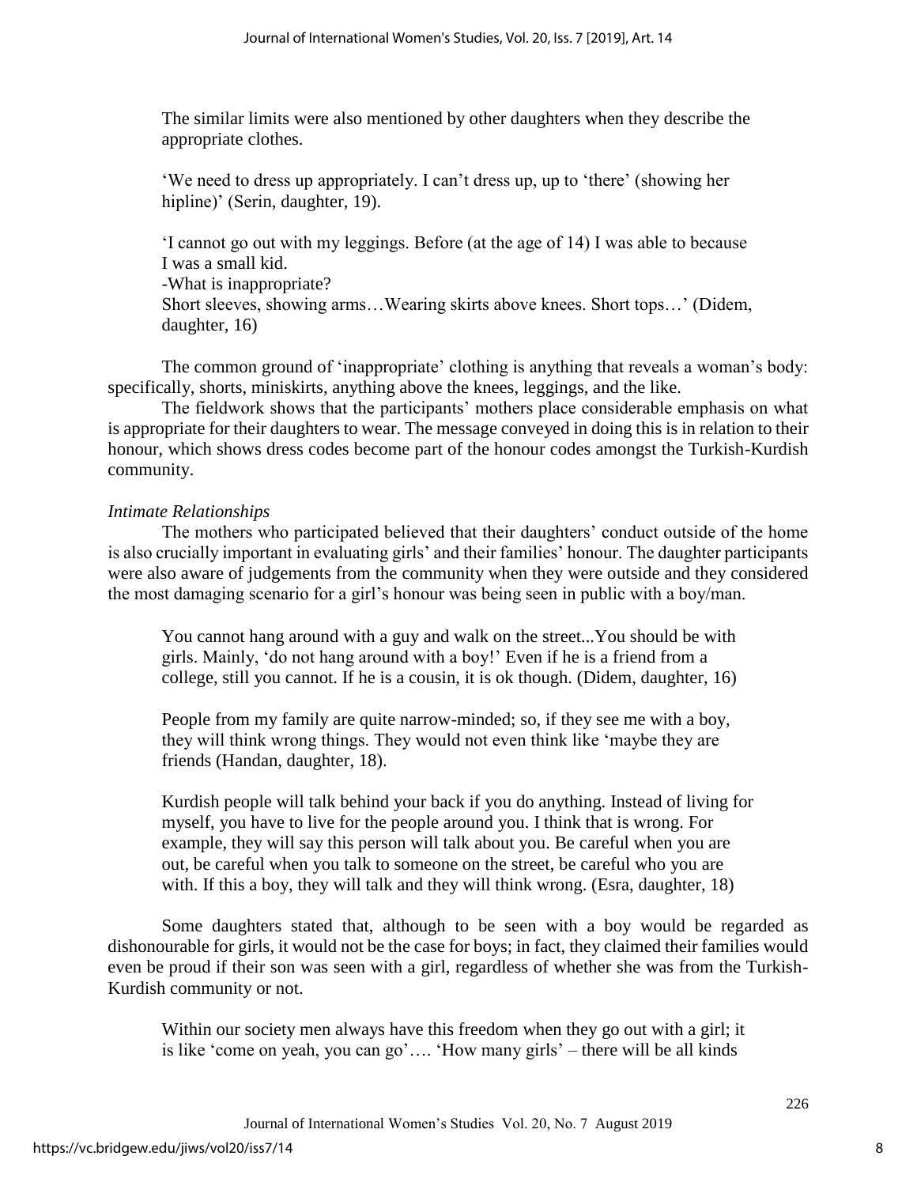The similar limits were also mentioned by other daughters when they describe the appropriate clothes.

> 'We need to dress up appropriately. I can't dress up, up to 'there' (showing her hipline)' (Serin, daughter, 19).

> 'I cannot go out with my leggings. Before (at the age of 14) I was able to because I was a small kid.
> -What is inappropriate?
> Short sleeves, showing arms…Wearing skirts above knees. Short tops…' (Didem, daughter, 16)

The common ground of 'inappropriate' clothing is anything that reveals a woman's body: specifically, shorts, miniskirts, anything above the knees, leggings, and the like.

The fieldwork shows that the participants' mothers place considerable emphasis on what is appropriate for their daughters to wear. The message conveyed in doing this is in relation to their honour, which shows dress codes become part of the honour codes amongst the Turkish-Kurdish community.

*Intimate Relationships*

The mothers who participated believed that their daughters' conduct outside of the home is also crucially important in evaluating girls' and their families' honour. The daughter participants were also aware of judgements from the community when they were outside and they considered the most damaging scenario for a girl's honour was being seen in public with a boy/man.

> You cannot hang around with a guy and walk on the street...You should be with girls. Mainly, 'do not hang around with a boy!' Even if he is a friend from a college, still you cannot. If he is a cousin, it is ok though. (Didem, daughter, 16)

> People from my family are quite narrow-minded; so, if they see me with a boy, they will think wrong things. They would not even think like 'maybe they are friends (Handan, daughter, 18).

> Kurdish people will talk behind your back if you do anything. Instead of living for myself, you have to live for the people around you. I think that is wrong. For example, they will say this person will talk about you. Be careful when you are out, be careful when you talk to someone on the street, be careful who you are with. If this a boy, they will talk and they will think wrong. (Esra, daughter, 18)

Some daughters stated that, although to be seen with a boy would be regarded as dishonourable for girls, it would not be the case for boys; in fact, they claimed their families would even be proud if their son was seen with a girl, regardless of whether she was from the Turkish-Kurdish community or not.

> Within our society men always have this freedom when they go out with a girl; it is like 'come on yeah, you can go'…. 'How many girls' – there will be all kinds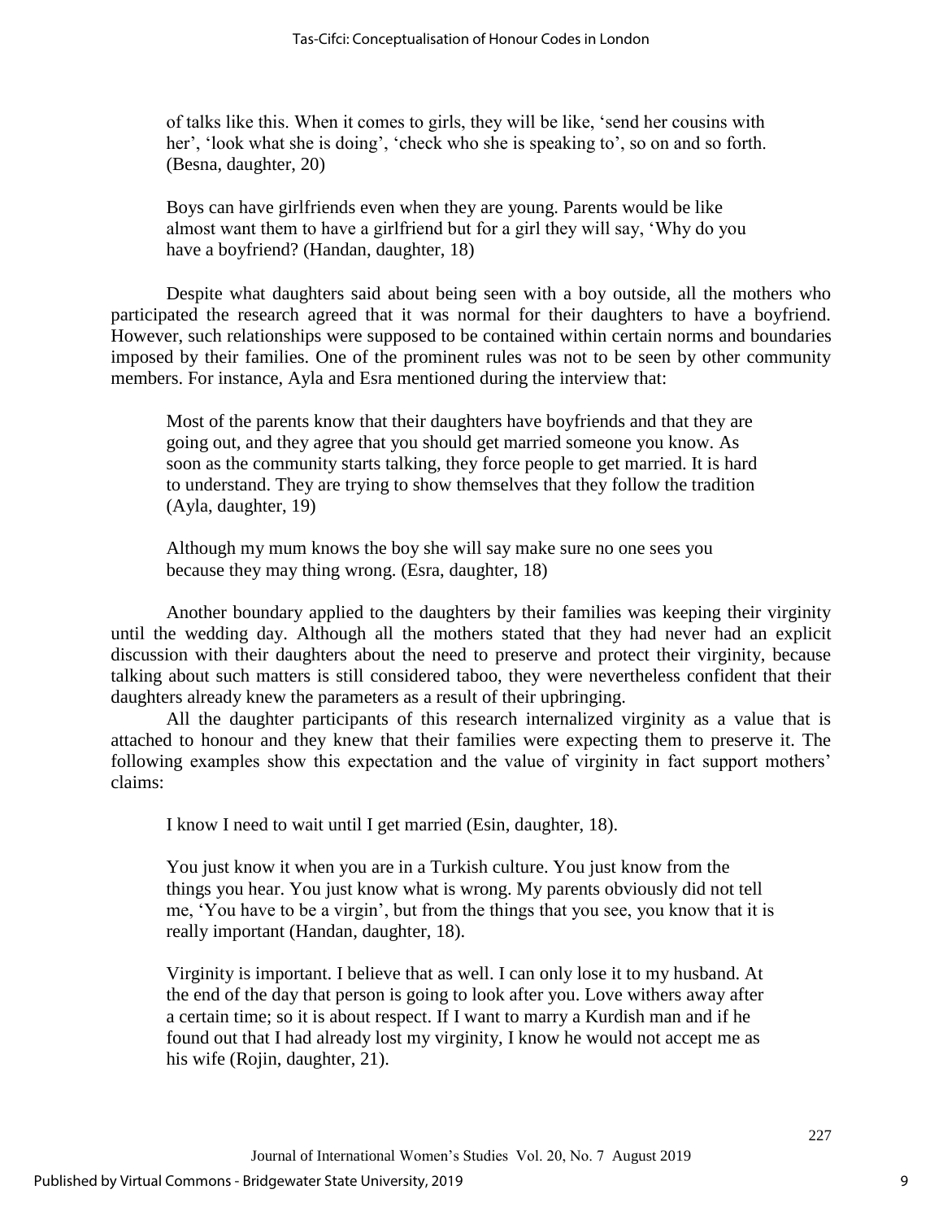of talks like this. When it comes to girls, they will be like, 'send her cousins with her', 'look what she is doing', 'check who she is speaking to', so on and so forth. (Besna, daughter, 20)

> Boys can have girlfriends even when they are young. Parents would be like almost want them to have a girlfriend but for a girl they will say, 'Why do you have a boyfriend? (Handan, daughter, 18)

Despite what daughters said about being seen with a boy outside, all the mothers who participated the research agreed that it was normal for their daughters to have a boyfriend. However, such relationships were supposed to be contained within certain norms and boundaries imposed by their families. One of the prominent rules was not to be seen by other community members. For instance, Ayla and Esra mentioned during the interview that:

> Most of the parents know that their daughters have boyfriends and that they are going out, and they agree that you should get married someone you know. As soon as the community starts talking, they force people to get married. It is hard to understand. They are trying to show themselves that they follow the tradition (Ayla, daughter, 19)

> Although my mum knows the boy she will say make sure no one sees you because they may thing wrong. (Esra, daughter, 18)

Another boundary applied to the daughters by their families was keeping their virginity until the wedding day. Although all the mothers stated that they had never had an explicit discussion with their daughters about the need to preserve and protect their virginity, because talking about such matters is still considered taboo, they were nevertheless confident that their daughters already knew the parameters as a result of their upbringing.

All the daughter participants of this research internalized virginity as a value that is attached to honour and they knew that their families were expecting them to preserve it. The following examples show this expectation and the value of virginity in fact support mothers' claims:

> I know I need to wait until I get married (Esin, daughter, 18).

> You just know it when you are in a Turkish culture. You just know from the things you hear. You just know what is wrong. My parents obviously did not tell me, 'You have to be a virgin', but from the things that you see, you know that it is really important (Handan, daughter, 18).

> Virginity is important. I believe that as well. I can only lose it to my husband. At the end of the day that person is going to look after you. Love withers away after a certain time; so it is about respect. If I want to marry a Kurdish man and if he found out that I had already lost my virginity, I know he would not accept me as his wife (Rojin, daughter, 21).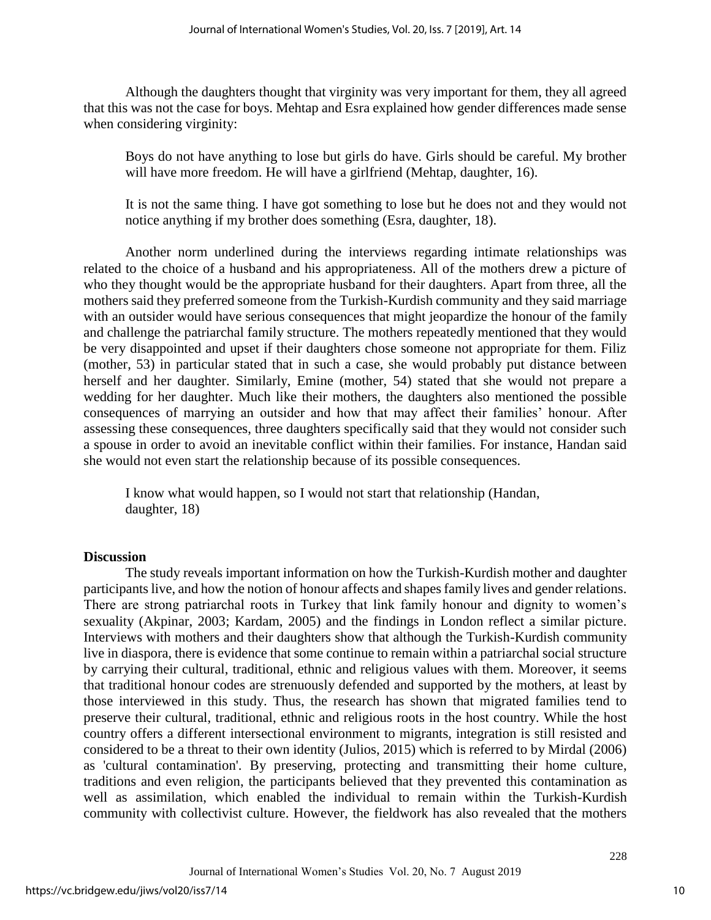Although the daughters thought that virginity was very important for them, they all agreed that this was not the case for boys. Mehtap and Esra explained how gender differences made sense when considering virginity:

> Boys do not have anything to lose but girls do have. Girls should be careful. My brother will have more freedom. He will have a girlfriend (Mehtap, daughter, 16).

> It is not the same thing. I have got something to lose but he does not and they would not notice anything if my brother does something (Esra, daughter, 18).

Another norm underlined during the interviews regarding intimate relationships was related to the choice of a husband and his appropriateness. All of the mothers drew a picture of who they thought would be the appropriate husband for their daughters. Apart from three, all the mothers said they preferred someone from the Turkish-Kurdish community and they said marriage with an outsider would have serious consequences that might jeopardize the honour of the family and challenge the patriarchal family structure. The mothers repeatedly mentioned that they would be very disappointed and upset if their daughters chose someone not appropriate for them. Filiz (mother, 53) in particular stated that in such a case, she would probably put distance between herself and her daughter. Similarly, Emine (mother, 54) stated that she would not prepare a wedding for her daughter. Much like their mothers, the daughters also mentioned the possible consequences of marrying an outsider and how that may affect their families' honour. After assessing these consequences, three daughters specifically said that they would not consider such a spouse in order to avoid an inevitable conflict within their families. For instance, Handan said she would not even start the relationship because of its possible consequences.

> I know what would happen, so I would not start that relationship (Handan, daughter, 18)

## Discussion

The study reveals important information on how the Turkish-Kurdish mother and daughter participants live, and how the notion of honour affects and shapes family lives and gender relations. There are strong patriarchal roots in Turkey that link family honour and dignity to women's sexuality (Akpinar, 2003; Kardam, 2005) and the findings in London reflect a similar picture. Interviews with mothers and their daughters show that although the Turkish-Kurdish community live in diaspora, there is evidence that some continue to remain within a patriarchal social structure by carrying their cultural, traditional, ethnic and religious values with them. Moreover, it seems that traditional honour codes are strenuously defended and supported by the mothers, at least by those interviewed in this study. Thus, the research has shown that migrated families tend to preserve their cultural, traditional, ethnic and religious roots in the host country. While the host country offers a different intersectional environment to migrants, integration is still resisted and considered to be a threat to their own identity (Julios, 2015) which is referred to by Mirdal (2006) as 'cultural contamination'. By preserving, protecting and transmitting their home culture, traditions and even religion, the participants believed that they prevented this contamination as well as assimilation, which enabled the individual to remain within the Turkish-Kurdish community with collectivist culture. However, the fieldwork has also revealed that the mothers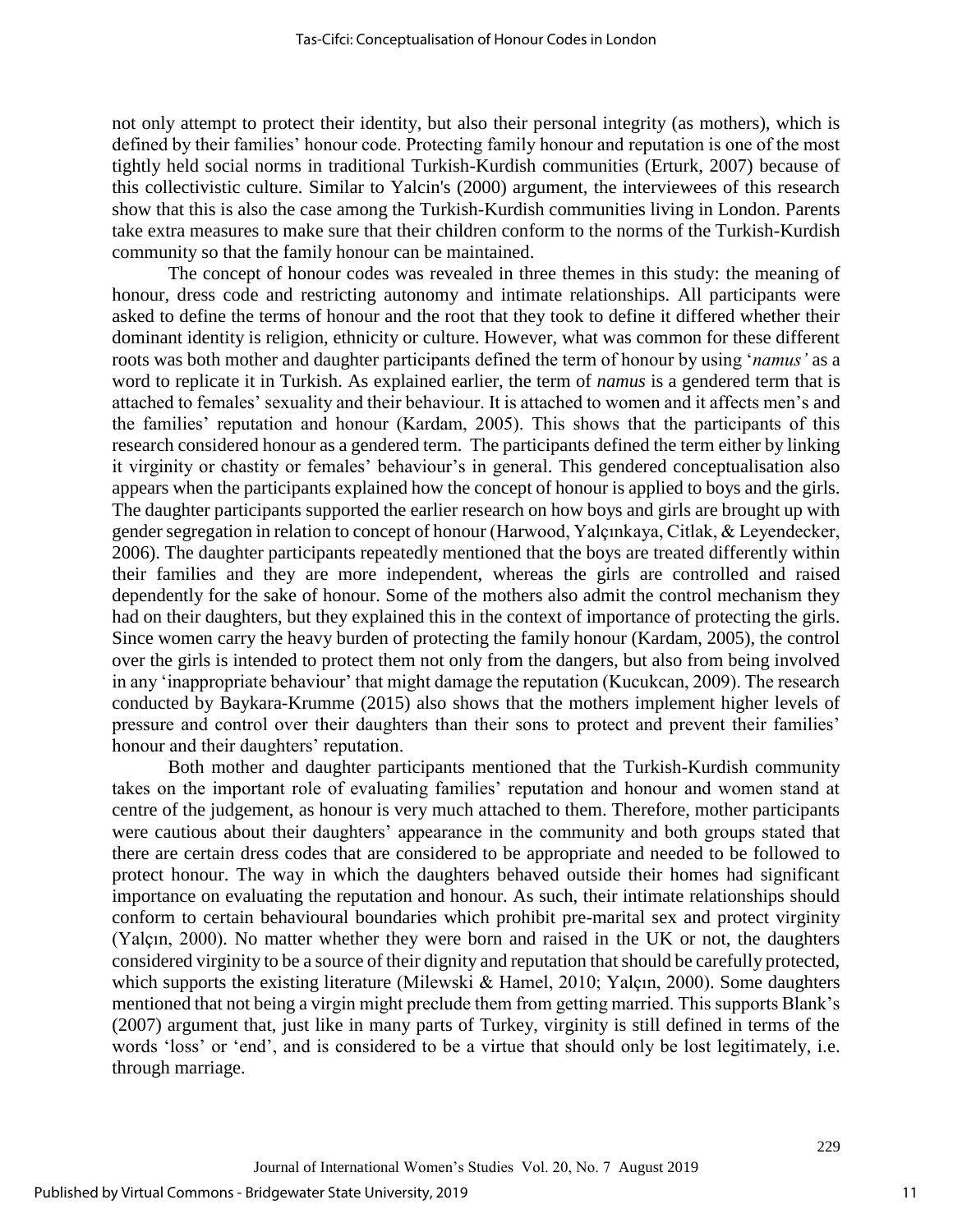not only attempt to protect their identity, but also their personal integrity (as mothers), which is defined by their families' honour code. Protecting family honour and reputation is one of the most tightly held social norms in traditional Turkish-Kurdish communities (Erturk, 2007) because of this collectivistic culture. Similar to Yalcin's (2000) argument, the interviewees of this research show that this is also the case among the Turkish-Kurdish communities living in London. Parents take extra measures to make sure that their children conform to the norms of the Turkish-Kurdish community so that the family honour can be maintained.

The concept of honour codes was revealed in three themes in this study: the meaning of honour, dress code and restricting autonomy and intimate relationships. All participants were asked to define the terms of honour and the root that they took to define it differed whether their dominant identity is religion, ethnicity or culture. However, what was common for these different roots was both mother and daughter participants defined the term of honour by using '*namus'* as a word to replicate it in Turkish. As explained earlier, the term of *namus* is a gendered term that is attached to females' sexuality and their behaviour. It is attached to women and it affects men's and the families' reputation and honour (Kardam, 2005). This shows that the participants of this research considered honour as a gendered term. The participants defined the term either by linking it virginity or chastity or females' behaviour's in general. This gendered conceptualisation also appears when the participants explained how the concept of honour is applied to boys and the girls. The daughter participants supported the earlier research on how boys and girls are brought up with gender segregation in relation to concept of honour (Harwood, Yalçınkaya, Citlak, & Leyendecker, 2006). The daughter participants repeatedly mentioned that the boys are treated differently within their families and they are more independent, whereas the girls are controlled and raised dependently for the sake of honour. Some of the mothers also admit the control mechanism they had on their daughters, but they explained this in the context of importance of protecting the girls. Since women carry the heavy burden of protecting the family honour (Kardam, 2005), the control over the girls is intended to protect them not only from the dangers, but also from being involved in any 'inappropriate behaviour' that might damage the reputation (Kucukcan, 2009). The research conducted by Baykara-Krumme (2015) also shows that the mothers implement higher levels of pressure and control over their daughters than their sons to protect and prevent their families' honour and their daughters' reputation.

Both mother and daughter participants mentioned that the Turkish-Kurdish community takes on the important role of evaluating families' reputation and honour and women stand at centre of the judgement, as honour is very much attached to them. Therefore, mother participants were cautious about their daughters' appearance in the community and both groups stated that there are certain dress codes that are considered to be appropriate and needed to be followed to protect honour. The way in which the daughters behaved outside their homes had significant importance on evaluating the reputation and honour. As such, their intimate relationships should conform to certain behavioural boundaries which prohibit pre-marital sex and protect virginity (Yalçın, 2000). No matter whether they were born and raised in the UK or not, the daughters considered virginity to be a source of their dignity and reputation that should be carefully protected, which supports the existing literature (Milewski & Hamel, 2010; Yalçın, 2000). Some daughters mentioned that not being a virgin might preclude them from getting married. This supports Blank's (2007) argument that, just like in many parts of Turkey, virginity is still defined in terms of the words 'loss' or 'end', and is considered to be a virtue that should only be lost legitimately, i.e. through marriage.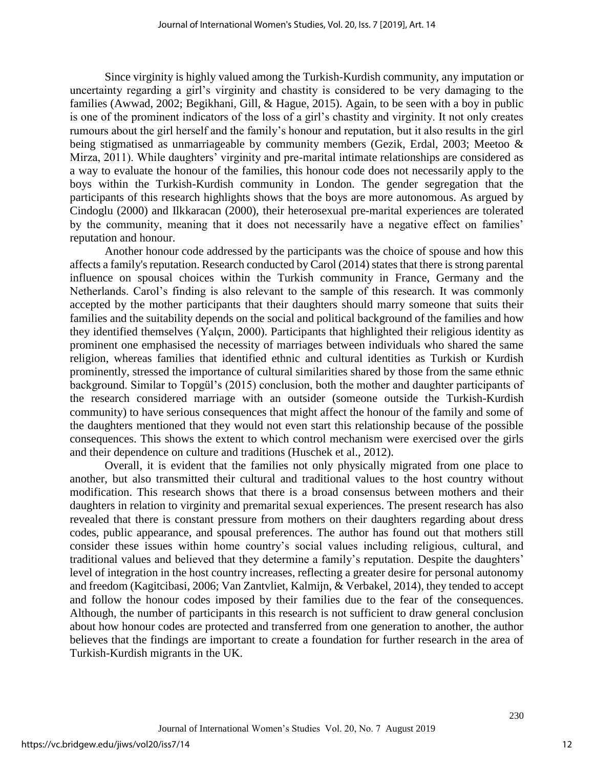Since virginity is highly valued among the Turkish-Kurdish community, any imputation or uncertainty regarding a girl's virginity and chastity is considered to be very damaging to the families (Awwad, 2002; Begikhani, Gill, & Hague, 2015). Again, to be seen with a boy in public is one of the prominent indicators of the loss of a girl's chastity and virginity. It not only creates rumours about the girl herself and the family's honour and reputation, but it also results in the girl being stigmatised as unmarriageable by community members (Gezik, Erdal, 2003; Meetoo & Mirza, 2011). While daughters' virginity and pre-marital intimate relationships are considered as a way to evaluate the honour of the families, this honour code does not necessarily apply to the boys within the Turkish-Kurdish community in London. The gender segregation that the participants of this research highlights shows that the boys are more autonomous. As argued by Cindoglu (2000) and Ilkkaracan (2000), their heterosexual pre-marital experiences are tolerated by the community, meaning that it does not necessarily have a negative effect on families' reputation and honour.

Another honour code addressed by the participants was the choice of spouse and how this affects a family's reputation. Research conducted by Carol (2014) states that there is strong parental influence on spousal choices within the Turkish community in France, Germany and the Netherlands. Carol's finding is also relevant to the sample of this research. It was commonly accepted by the mother participants that their daughters should marry someone that suits their families and the suitability depends on the social and political background of the families and how they identified themselves (Yalçın, 2000). Participants that highlighted their religious identity as prominent one emphasised the necessity of marriages between individuals who shared the same religion, whereas families that identified ethnic and cultural identities as Turkish or Kurdish prominently, stressed the importance of cultural similarities shared by those from the same ethnic background. Similar to Topgül's (2015) conclusion, both the mother and daughter participants of the research considered marriage with an outsider (someone outside the Turkish-Kurdish community) to have serious consequences that might affect the honour of the family and some of the daughters mentioned that they would not even start this relationship because of the possible consequences. This shows the extent to which control mechanism were exercised over the girls and their dependence on culture and traditions (Huschek et al., 2012).

Overall, it is evident that the families not only physically migrated from one place to another, but also transmitted their cultural and traditional values to the host country without modification. This research shows that there is a broad consensus between mothers and their daughters in relation to virginity and premarital sexual experiences. The present research has also revealed that there is constant pressure from mothers on their daughters regarding about dress codes, public appearance, and spousal preferences. The author has found out that mothers still consider these issues within home country's social values including religious, cultural, and traditional values and believed that they determine a family's reputation. Despite the daughters' level of integration in the host country increases, reflecting a greater desire for personal autonomy and freedom (Kagitcibasi, 2006; Van Zantvliet, Kalmijn, & Verbakel, 2014), they tended to accept and follow the honour codes imposed by their families due to the fear of the consequences. Although, the number of participants in this research is not sufficient to draw general conclusion about how honour codes are protected and transferred from one generation to another, the author believes that the findings are important to create a foundation for further research in the area of Turkish-Kurdish migrants in the UK.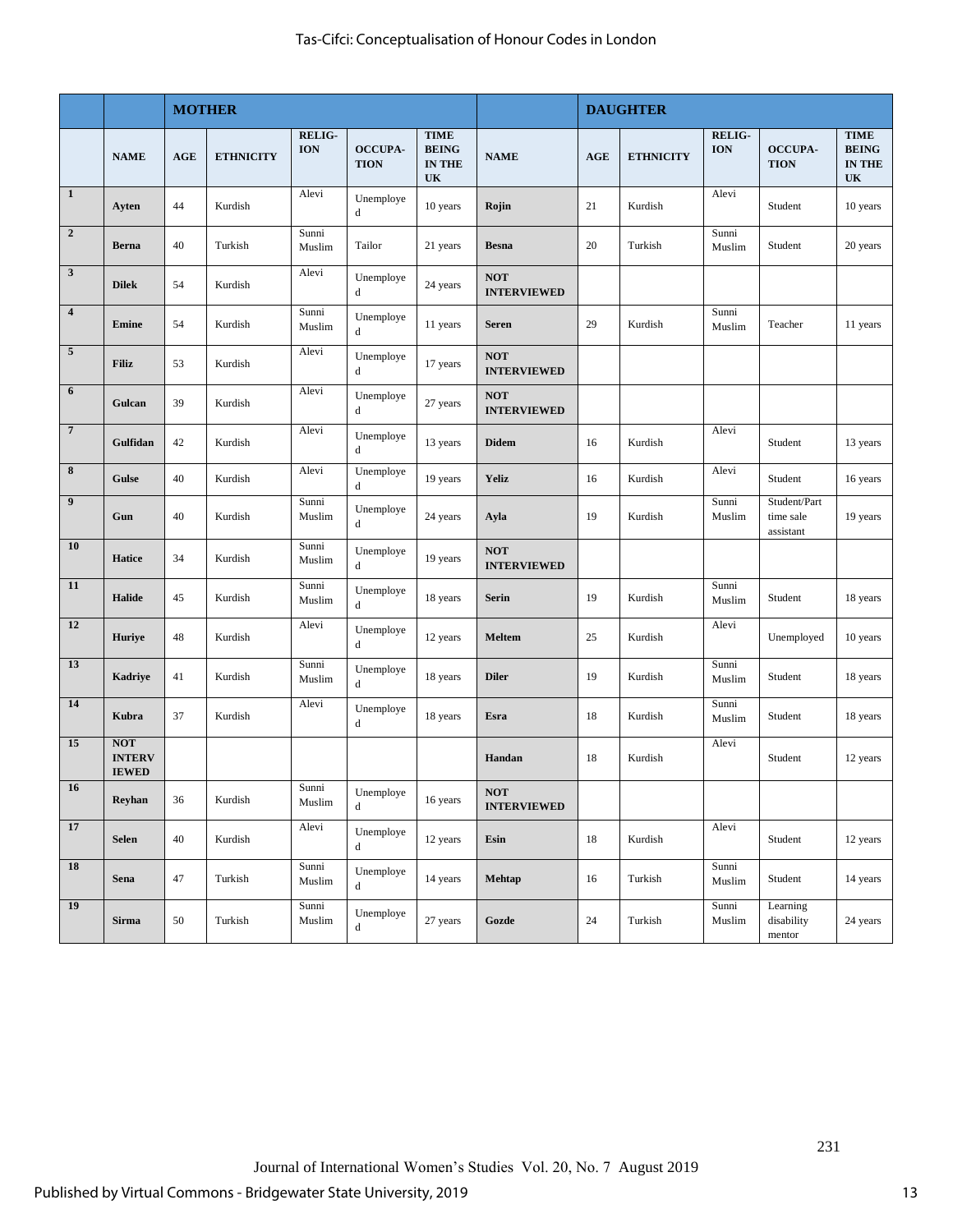| | MOTHER | | | | | | DAUGHTER | | | | | |
|---|---|---|---|---|---|---|---|---|---|---|---|---|
| | NAME | AGE | ETHNICITY | RELIG-ION | OCCUPA-TION | TIME BEING IN THE UK | NAME | AGE | ETHNICITY | RELIG-ION | OCCUPA-TION | TIME BEING IN THE UK |
| 1 | Ayten | 44 | Kurdish | Alevi | Unemployed | 10 years | Rojin | 21 | Kurdish | Alevi | Student | 10 years |
| 2 | Berna | 40 | Turkish | Sunni Muslim | Tailor | 21 years | Besna | 20 | Turkish | Sunni Muslim | Student | 20 years |
| 3 | Dilek | 54 | Kurdish | Alevi | Unemployed | 24 years | NOT INTERVIEWED | | | | | |
| 4 | Emine | 54 | Kurdish | Sunni Muslim | Unemployed | 11 years | Seren | 29 | Kurdish | Sunni Muslim | Teacher | 11 years |
| 5 | Filiz | 53 | Kurdish | Alevi | Unemployed | 17 years | NOT INTERVIEWED | | | | | |
| 6 | Gulcan | 39 | Kurdish | Alevi | Unemployed | 27 years | NOT INTERVIEWED | | | | | |
| 7 | Gulfidan | 42 | Kurdish | Alevi | Unemployed | 13 years | Didem | 16 | Kurdish | Alevi | Student | 13 years |
| 8 | Gulse | 40 | Kurdish | Alevi | Unemployed | 19 years | Yeliz | 16 | Kurdish | Alevi | Student | 16 years |
| 9 | Gun | 40 | Kurdish | Sunni Muslim | Unemployed | 24 years | Ayla | 19 | Kurdish | Sunni Muslim | Student/Part time sale assistant | 19 years |
| 10 | Hatice | 34 | Kurdish | Sunni Muslim | Unemployed | 19 years | NOT INTERVIEWED | | | | | |
| 11 | Halide | 45 | Kurdish | Sunni Muslim | Unemployed | 18 years | Serin | 19 | Kurdish | Sunni Muslim | Student | 18 years |
| 12 | Huriye | 48 | Kurdish | Alevi | Unemployed | 12 years | Meltem | 25 | Kurdish | Alevi | Unemployed | 10 years |
| 13 | Kadriye | 41 | Kurdish | Sunni Muslim | Unemployed | 18 years | Diler | 19 | Kurdish | Sunni Muslim | Student | 18 years |
| 14 | Kubra | 37 | Kurdish | Alevi | Unemployed | 18 years | Esra | 18 | Kurdish | Sunni Muslim | Student | 18 years |
| 15 | NOT INTERVIEWED | | | | | | Handan | 18 | Kurdish | Alevi | Student | 12 years |
| 16 | Reyhan | 36 | Kurdish | Sunni Muslim | Unemployed | 16 years | NOT INTERVIEWED | | | | | |
| 17 | Selen | 40 | Kurdish | Alevi | Unemployed | 12 years | Esin | 18 | Kurdish | Alevi | Student | 12 years |
| 18 | Sena | 47 | Turkish | Sunni Muslim | Unemployed | 14 years | Mehtap | 16 | Turkish | Sunni Muslim | Student | 14 years |
| 19 | Sirma | 50 | Turkish | Sunni Muslim | Unemployed | 27 years | Gozde | 24 | Turkish | Sunni Muslim | Learning disability mentor | 24 years |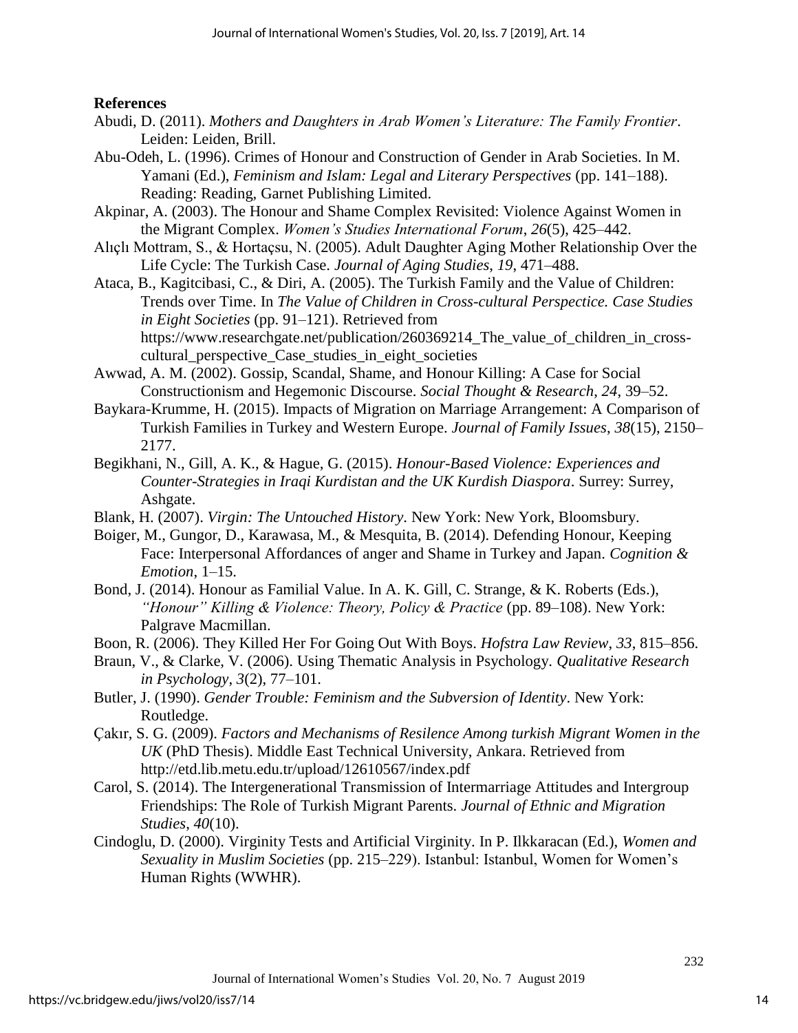**References**

Abudi, D. (2011). *Mothers and Daughters in Arab Women's Literature: The Family Frontier*. Leiden: Leiden, Brill.

Abu-Odeh, L. (1996). Crimes of Honour and Construction of Gender in Arab Societies. In M. Yamani (Ed.), *Feminism and Islam: Legal and Literary Perspectives* (pp. 141–188). Reading: Reading, Garnet Publishing Limited.

Akpinar, A. (2003). The Honour and Shame Complex Revisited: Violence Against Women in the Migrant Complex. *Women's Studies International Forum*, *26*(5), 425–442.

Alıçlı Mottram, S., & Hortaçsu, N. (2005). Adult Daughter Aging Mother Relationship Over the Life Cycle: The Turkish Case. *Journal of Aging Studies*, *19*, 471–488.

Ataca, B., Kagitcibasi, C., & Diri, A. (2005). The Turkish Family and the Value of Children: Trends over Time. In *The Value of Children in Cross-cultural Perspective. Case Studies in Eight Societies* (pp. 91–121). Retrieved from https://www.researchgate.net/publication/260369214_The_value_of_children_in_cross-cultural_perspective_Case_studies_in_eight_societies

Awwad, A. M. (2002). Gossip, Scandal, Shame, and Honour Killing: A Case for Social Constructionism and Hegemonic Discourse. *Social Thought & Research*, *24*, 39–52.

Baykara-Krumme, H. (2015). Impacts of Migration on Marriage Arrangement: A Comparison of Turkish Families in Turkey and Western Europe. *Journal of Family Issues*, *38*(15), 2150–2177.

Begikhani, N., Gill, A. K., & Hague, G. (2015). *Honour-Based Violence: Experiences and Counter-Strategies in Iraqi Kurdistan and the UK Kurdish Diaspora*. Surrey: Surrey, Ashgate.

Blank, H. (2007). *Virgin: The Untouched History*. New York: New York, Bloomsbury.

Boiger, M., Gungor, D., Karawasa, M., & Mesquita, B. (2014). Defending Honour, Keeping Face: Interpersonal Affordances of anger and Shame in Turkey and Japan. *Cognition & Emotion*, 1–15.

Bond, J. (2014). Honour as Familial Value. In A. K. Gill, C. Strange, & K. Roberts (Eds.), *"Honour" Killing & Violence: Theory, Policy & Practice* (pp. 89–108). New York: Palgrave Macmillan.

Boon, R. (2006). They Killed Her For Going Out With Boys. *Hofstra Law Review*, *33*, 815–856.

Braun, V., & Clarke, V. (2006). Using Thematic Analysis in Psychology. *Qualitative Research in Psychology*, *3*(2), 77–101.

Butler, J. (1990). *Gender Trouble: Feminism and the Subversion of Identity*. New York: Routledge.

Çakır, S. G. (2009). *Factors and Mechanisms of Resilence Among turkish Migrant Women in the UK* (PhD Thesis). Middle East Technical University, Ankara. Retrieved from http://etd.lib.metu.edu.tr/upload/12610567/index.pdf

Carol, S. (2014). The Intergenerational Transmission of Intermarriage Attitudes and Intergroup Friendships: The Role of Turkish Migrant Parents. *Journal of Ethnic and Migration Studies*, *40*(10).

Cindoglu, D. (2000). Virginity Tests and Artificial Virginity. In P. Ilkkaracan (Ed.), *Women and Sexuality in Muslim Societies* (pp. 215–229). Istanbul: Istanbul, Women for Women's Human Rights (WWHR).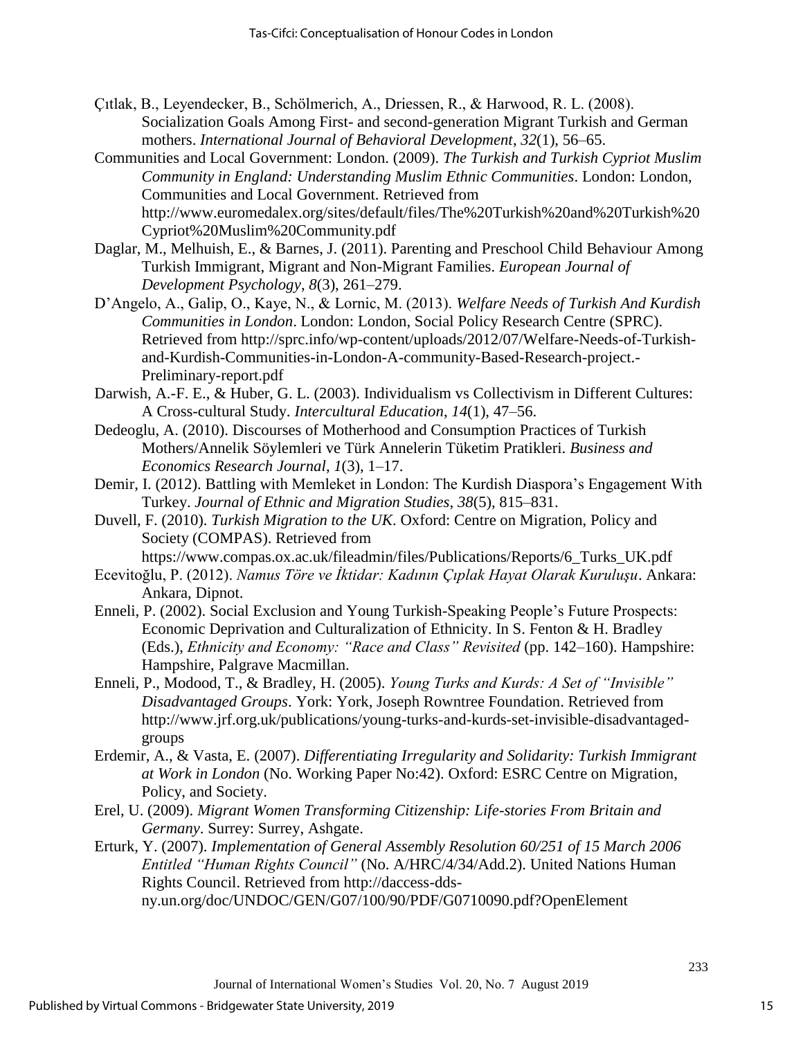Çıtlak, B., Leyendecker, B., Schölmerich, A., Driessen, R., & Harwood, R. L. (2008). Socialization Goals Among First- and second-generation Migrant Turkish and German mothers. *International Journal of Behavioral Development*, *32*(1), 56–65.

Communities and Local Government: London. (2009). *The Turkish and Turkish Cypriot Muslim Community in England: Understanding Muslim Ethnic Communities*. London: London, Communities and Local Government. Retrieved from http://www.euromedalex.org/sites/default/files/The%20Turkish%20and%20Turkish%20Cypriot%20Muslim%20Community.pdf

Daglar, M., Melhuish, E., & Barnes, J. (2011). Parenting and Preschool Child Behaviour Among Turkish Immigrant, Migrant and Non-Migrant Families. *European Journal of Development Psychology*, *8*(3), 261–279.

D'Angelo, A., Galip, O., Kaye, N., & Lornic, M. (2013). *Welfare Needs of Turkish And Kurdish Communities in London*. London: London, Social Policy Research Centre (SPRC). Retrieved from http://sprc.info/wp-content/uploads/2012/07/Welfare-Needs-of-Turkish-and-Kurdish-Communities-in-London-A-community-Based-Research-project.-Preliminary-report.pdf

Darwish, A.-F. E., & Huber, G. L. (2003). Individualism vs Collectivism in Different Cultures: A Cross-cultural Study. *Intercultural Education*, *14*(1), 47–56.

Dedeoglu, A. (2010). Discourses of Motherhood and Consumption Practices of Turkish Mothers/Annelik Söylemleri ve Türk Annelerin Tüketim Pratikleri. *Business and Economics Research Journal*, *1*(3), 1–17.

Demir, I. (2012). Battling with Memleket in London: The Kurdish Diaspora's Engagement With Turkey. *Journal of Ethnic and Migration Studies*, *38*(5), 815–831.

Duvell, F. (2010). *Turkish Migration to the UK*. Oxford: Centre on Migration, Policy and Society (COMPAS). Retrieved from https://www.compas.ox.ac.uk/fileadmin/files/Publications/Reports/6_Turks_UK.pdf

Ecevitoğlu, P. (2012). *Namus Töre ve İktidar: Kadının Çıplak Hayat Olarak Kuruluşu*. Ankara: Ankara, Dipnot.

Enneli, P. (2002). Social Exclusion and Young Turkish-Speaking People's Future Prospects: Economic Deprivation and Culturalization of Ethnicity. In S. Fenton & H. Bradley (Eds.), *Ethnicity and Economy: "Race and Class" Revisited* (pp. 142–160). Hampshire: Hampshire, Palgrave Macmillan.

Enneli, P., Modood, T., & Bradley, H. (2005). *Young Turks and Kurds: A Set of "Invisible" Disadvantaged Groups*. York: York, Joseph Rowntree Foundation. Retrieved from http://www.jrf.org.uk/publications/young-turks-and-kurds-set-invisible-disadvantaged-groups

Erdemir, A., & Vasta, E. (2007). *Differentiating Irregularity and Solidarity: Turkish Immigrant at Work in London* (No. Working Paper No:42). Oxford: ESRC Centre on Migration, Policy, and Society.

Erel, U. (2009). *Migrant Women Transforming Citizenship: Life-stories From Britain and Germany*. Surrey: Surrey, Ashgate.

Erturk, Y. (2007). *Implementation of General Assembly Resolution 60/251 of 15 March 2006 Entitled "Human Rights Council"* (No. A/HRC/4/34/Add.2). United Nations Human Rights Council. Retrieved from http://daccess-dds-ny.un.org/doc/UNDOC/GEN/G07/100/90/PDF/G0710090.pdf?OpenElement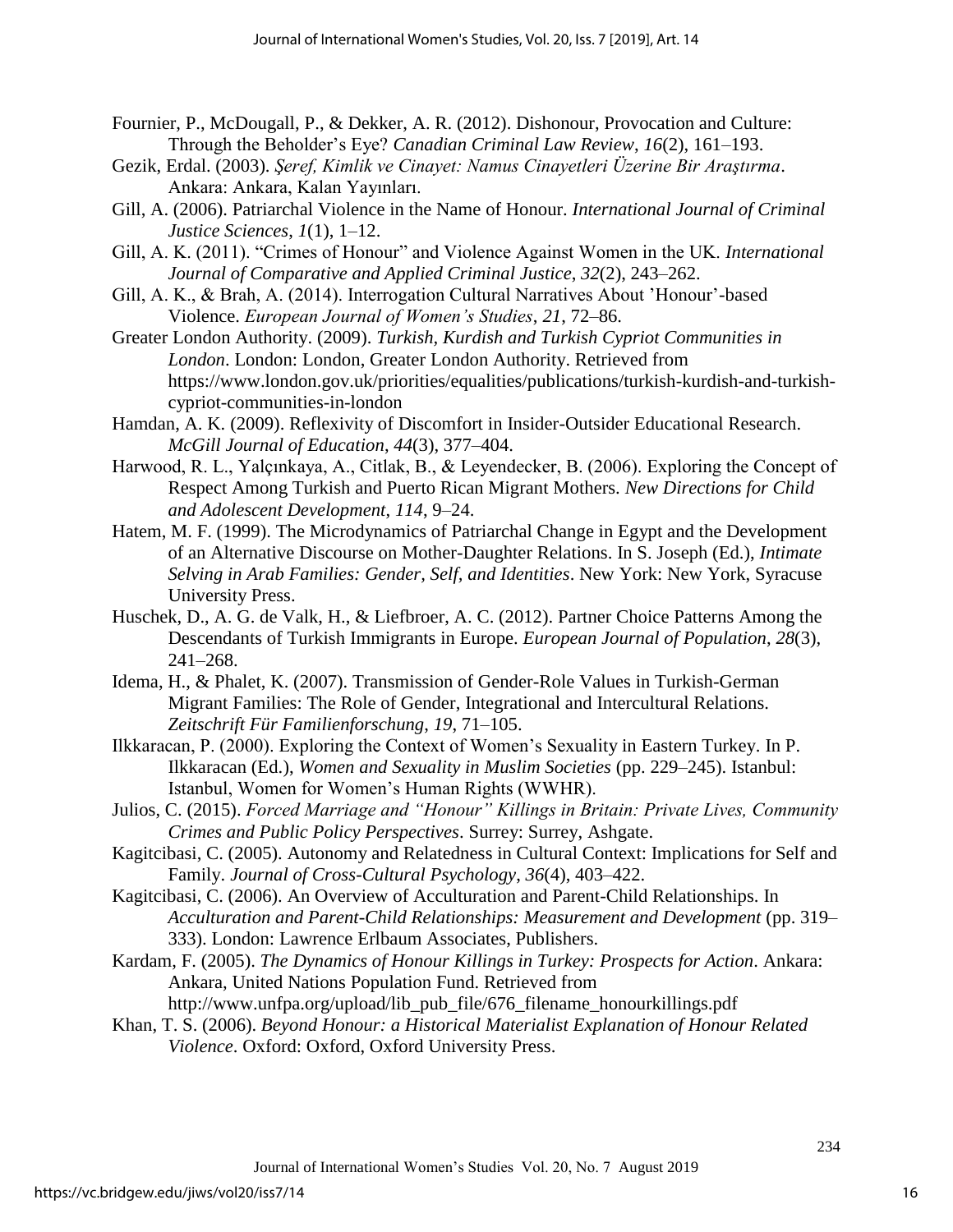Fournier, P., McDougall, P., & Dekker, A. R. (2012). Dishonour, Provocation and Culture: Through the Beholder's Eye? *Canadian Criminal Law Review*, *16*(2), 161–193.

Gezik, Erdal. (2003). *Şeref, Kimlik ve Cinayet: Namus Cinayetleri Üzerine Bir Araştırma*. Ankara: Ankara, Kalan Yayınları.

Gill, A. (2006). Patriarchal Violence in the Name of Honour. *International Journal of Criminal Justice Sciences*, *1*(1), 1–12.

Gill, A. K. (2011). "Crimes of Honour" and Violence Against Women in the UK. *International Journal of Comparative and Applied Criminal Justice*, *32*(2), 243–262.

Gill, A. K., & Brah, A. (2014). Interrogation Cultural Narratives About 'Honour'-based Violence. *European Journal of Women's Studies*, *21*, 72–86.

Greater London Authority. (2009). *Turkish, Kurdish and Turkish Cypriot Communities in London*. London: London, Greater London Authority. Retrieved from https://www.london.gov.uk/priorities/equalities/publications/turkish-kurdish-and-turkish-cypriot-communities-in-london

Hamdan, A. K. (2009). Reflexivity of Discomfort in Insider-Outsider Educational Research. *McGill Journal of Education*, *44*(3), 377–404.

Harwood, R. L., Yalçınkaya, A., Citlak, B., & Leyendecker, B. (2006). Exploring the Concept of Respect Among Turkish and Puerto Rican Migrant Mothers. *New Directions for Child and Adolescent Development*, *114*, 9–24.

Hatem, M. F. (1999). The Microdynamics of Patriarchal Change in Egypt and the Development of an Alternative Discourse on Mother-Daughter Relations. In S. Joseph (Ed.), *Intimate Selving in Arab Families: Gender, Self, and Identities*. New York: New York, Syracuse University Press.

Huschek, D., A. G. de Valk, H., & Liefbroer, A. C. (2012). Partner Choice Patterns Among the Descendants of Turkish Immigrants in Europe. *European Journal of Population*, *28*(3), 241–268.

Idema, H., & Phalet, K. (2007). Transmission of Gender-Role Values in Turkish-German Migrant Families: The Role of Gender, Integrational and Intercultural Relations. *Zeitschrift Für Familienforschung*, *19*, 71–105.

Ilkkaracan, P. (2000). Exploring the Context of Women's Sexuality in Eastern Turkey. In P. Ilkkaracan (Ed.), *Women and Sexuality in Muslim Societies* (pp. 229–245). Istanbul: Istanbul, Women for Women's Human Rights (WWHR).

Julios, C. (2015). *Forced Marriage and "Honour" Killings in Britain: Private Lives, Community Crimes and Public Policy Perspectives*. Surrey: Surrey, Ashgate.

Kagitcibasi, C. (2005). Autonomy and Relatedness in Cultural Context: Implications for Self and Family. *Journal of Cross-Cultural Psychology*, *36*(4), 403–422.

Kagitcibasi, C. (2006). An Overview of Acculturation and Parent-Child Relationships. In *Acculturation and Parent-Child Relationships: Measurement and Development* (pp. 319–333). London: Lawrence Erlbaum Associates, Publishers.

Kardam, F. (2005). *The Dynamics of Honour Killings in Turkey: Prospects for Action*. Ankara: Ankara, United Nations Population Fund. Retrieved from http://www.unfpa.org/upload/lib_pub_file/676_filename_honourkillings.pdf

Khan, T. S. (2006). *Beyond Honour: a Historical Materialist Explanation of Honour Related Violence*. Oxford: Oxford, Oxford University Press.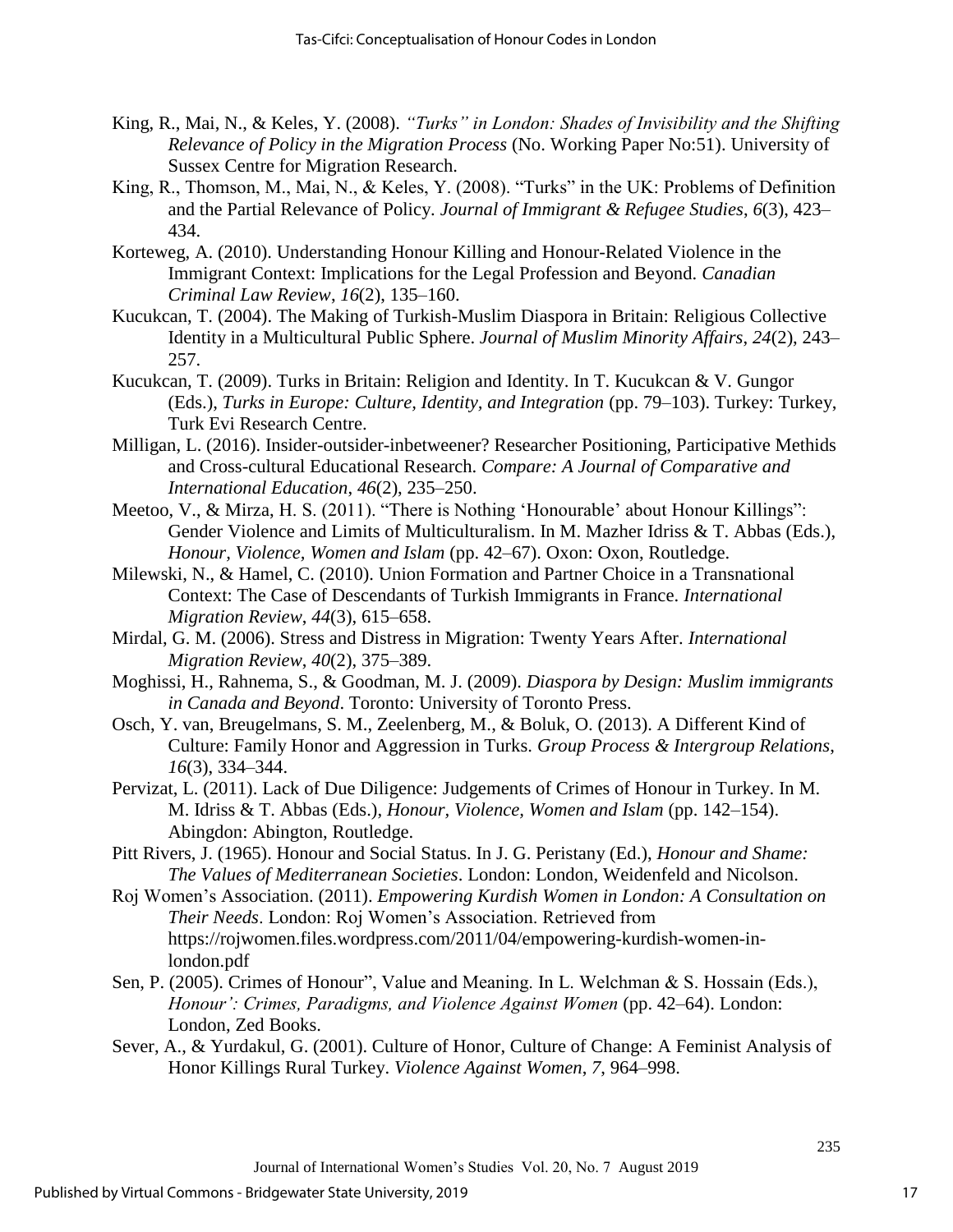King, R., Mai, N., & Keles, Y. (2008). *"Turks" in London: Shades of Invisibility and the Shifting Relevance of Policy in the Migration Process* (No. Working Paper No:51). University of Sussex Centre for Migration Research.

King, R., Thomson, M., Mai, N., & Keles, Y. (2008). "Turks" in the UK: Problems of Definition and the Partial Relevance of Policy. *Journal of Immigrant & Refugee Studies*, *6*(3), 423–434.

Korteweg, A. (2010). Understanding Honour Killing and Honour-Related Violence in the Immigrant Context: Implications for the Legal Profession and Beyond. *Canadian Criminal Law Review*, *16*(2), 135–160.

Kucukcan, T. (2004). The Making of Turkish-Muslim Diaspora in Britain: Religious Collective Identity in a Multicultural Public Sphere. *Journal of Muslim Minority Affairs*, *24*(2), 243–257.

Kucukcan, T. (2009). Turks in Britain: Religion and Identity. In T. Kucukcan & V. Gungor (Eds.), *Turks in Europe: Culture, Identity, and Integration* (pp. 79–103). Turkey: Turkey, Turk Evi Research Centre.

Milligan, L. (2016). Insider-outsider-inbetweener? Researcher Positioning, Participative Methids and Cross-cultural Educational Research. *Compare: A Journal of Comparative and International Education*, *46*(2), 235–250.

Meetoo, V., & Mirza, H. S. (2011). "There is Nothing 'Honourable' about Honour Killings": Gender Violence and Limits of Multiculturalism. In M. Mazher Idriss & T. Abbas (Eds.), *Honour, Violence, Women and Islam* (pp. 42–67). Oxon: Oxon, Routledge.

Milewski, N., & Hamel, C. (2010). Union Formation and Partner Choice in a Transnational Context: The Case of Descendants of Turkish Immigrants in France. *International Migration Review*, *44*(3), 615–658.

Mirdal, G. M. (2006). Stress and Distress in Migration: Twenty Years After. *International Migration Review*, *40*(2), 375–389.

Moghissi, H., Rahnema, S., & Goodman, M. J. (2009). *Diaspora by Design: Muslim immigrants in Canada and Beyond*. Toronto: University of Toronto Press.

Osch, Y. van, Breugelmans, S. M., Zeelenberg, M., & Boluk, O. (2013). A Different Kind of Culture: Family Honor and Aggression in Turks. *Group Process & Intergroup Relations*, *16*(3), 334–344.

Pervizat, L. (2011). Lack of Due Diligence: Judgements of Crimes of Honour in Turkey. In M. M. Idriss & T. Abbas (Eds.), *Honour, Violence, Women and Islam* (pp. 142–154). Abingdon: Abington, Routledge.

Pitt Rivers, J. (1965). Honour and Social Status. In J. G. Peristany (Ed.), *Honour and Shame: The Values of Mediterranean Societies*. London: London, Weidenfeld and Nicolson.

Roj Women's Association. (2011). *Empowering Kurdish Women in London: A Consultation on Their Needs*. London: Roj Women's Association. Retrieved from https://rojwomen.files.wordpress.com/2011/04/empowering-kurdish-women-in-london.pdf

Sen, P. (2005). Crimes of Honour", Value and Meaning. In L. Welchman & S. Hossain (Eds.), *Honour': Crimes, Paradigms, and Violence Against Women* (pp. 42–64). London: London, Zed Books.

Sever, A., & Yurdakul, G. (2001). Culture of Honor, Culture of Change: A Feminist Analysis of Honor Killings Rural Turkey. *Violence Against Women*, *7*, 964–998.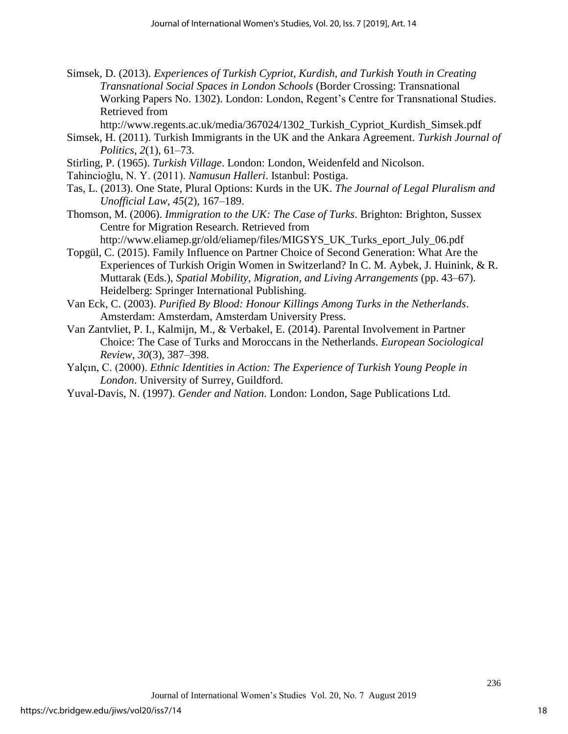Simsek, D. (2013). *Experiences of Turkish Cypriot, Kurdish, and Turkish Youth in Creating Transnational Social Spaces in London Schools* (Border Crossing: Transnational Working Papers No. 1302). London: London, Regent's Centre for Transnational Studies. Retrieved from http://www.regents.ac.uk/media/367024/1302_Turkish_Cypriot_Kurdish_Simsek.pdf

Simsek, H. (2011). Turkish Immigrants in the UK and the Ankara Agreement. *Turkish Journal of Politics*, *2*(1), 61–73.

Stirling, P. (1965). *Turkish Village*. London: London, Weidenfeld and Nicolson.

Tahincioğlu, N. Y. (2011). *Namusun Halleri*. Istanbul: Postiga.

Tas, L. (2013). One State, Plural Options: Kurds in the UK. *The Journal of Legal Pluralism and Unofficial Law*, *45*(2), 167–189.

Thomson, M. (2006). *Immigration to the UK: The Case of Turks*. Brighton: Brighton, Sussex Centre for Migration Research. Retrieved from http://www.eliamep.gr/old/eliamep/files/MIGSYS_UK_Turks_eport_July_06.pdf

Topgül, C. (2015). Family Influence on Partner Choice of Second Generation: What Are the Experiences of Turkish Origin Women in Switzerland? In C. M. Aybek, J. Huinink, & R. Muttarak (Eds.), *Spatial Mobility, Migration, and Living Arrangements* (pp. 43–67). Heidelberg: Springer International Publishing.

Van Eck, C. (2003). *Purified By Blood: Honour Killings Among Turks in the Netherlands*. Amsterdam: Amsterdam, Amsterdam University Press.

Van Zantvliet, P. I., Kalmijn, M., & Verbakel, E. (2014). Parental Involvement in Partner Choice: The Case of Turks and Moroccans in the Netherlands. *European Sociological Review*, *30*(3), 387–398.

Yalçın, C. (2000). *Ethnic Identities in Action: The Experience of Turkish Young People in London*. University of Surrey, Guildford.

Yuval-Davis, N. (1997). *Gender and Nation*. London: London, Sage Publications Ltd.